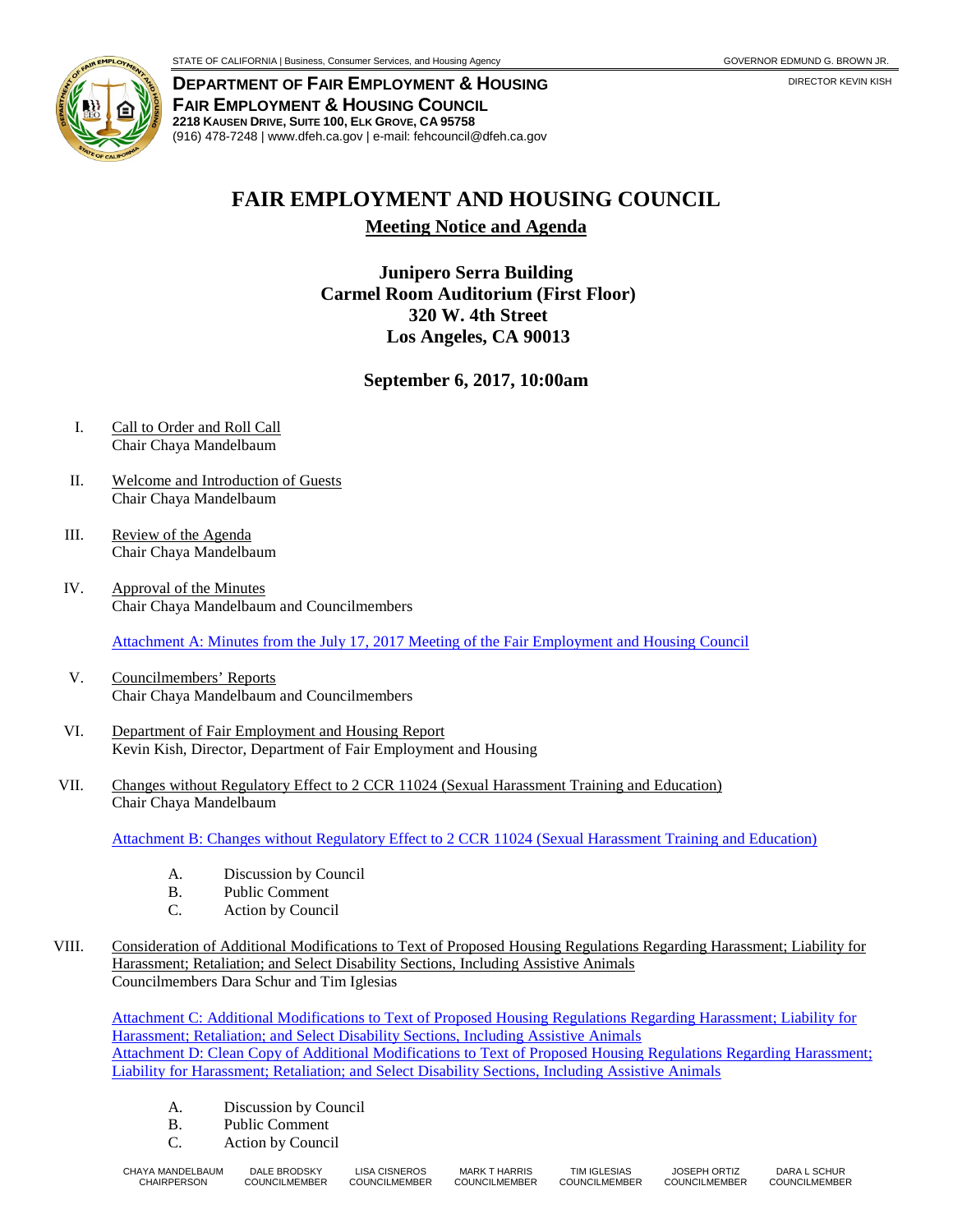STATE OF CALIFORNIA | Business, Consumer Services, and Housing Agency — GOVERNOR EDMUND G. BROWN JR.

**DEPARTMENT OF FAIR EMPLOYMENT & HOUSING**
**FAIR EMPLOYMENT & HOUSING COUNCIL**
**2218 KAUSEN DRIVE, SUITE 100, ELK GROVE, CA 95758**
(916) 478-7248 | www.dfeh.ca.gov | e-mail: fehcouncil@dfeh.ca.gov

DIRECTOR KEVIN KISH

# FAIR EMPLOYMENT AND HOUSING COUNCIL

## Meeting Notice and Agenda

**Junipero Serra Building**
**Carmel Room Auditorium (First Floor)**
**320 W. 4th Street**
**Los Angeles, CA 90013**

**September 6, 2017, 10:00am**

I. Call to Order and Roll Call
Chair Chaya Mandelbaum

II. Welcome and Introduction of Guests
Chair Chaya Mandelbaum

III. Review of the Agenda
Chair Chaya Mandelbaum

IV. Approval of the Minutes
Chair Chaya Mandelbaum and Councilmembers

Attachment A: Minutes from the July 17, 2017 Meeting of the Fair Employment and Housing Council

V. Councilmembers' Reports
Chair Chaya Mandelbaum and Councilmembers

VI. Department of Fair Employment and Housing Report
Kevin Kish, Director, Department of Fair Employment and Housing

VII. Changes without Regulatory Effect to 2 CCR 11024 (Sexual Harassment Training and Education)
Chair Chaya Mandelbaum

Attachment B: Changes without Regulatory Effect to 2 CCR 11024 (Sexual Harassment Training and Education)

A. Discussion by Council
B. Public Comment
C. Action by Council

VIII. Consideration of Additional Modifications to Text of Proposed Housing Regulations Regarding Harassment; Liability for Harassment; Retaliation; and Select Disability Sections, Including Assistive Animals
Councilmembers Dara Schur and Tim Iglesias

Attachment C: Additional Modifications to Text of Proposed Housing Regulations Regarding Harassment; Liability for Harassment; Retaliation; and Select Disability Sections, Including Assistive Animals
Attachment D: Clean Copy of Additional Modifications to Text of Proposed Housing Regulations Regarding Harassment; Liability for Harassment; Retaliation; and Select Disability Sections, Including Assistive Animals

A. Discussion by Council
B. Public Comment
C. Action by Council

CHAYA MANDELBAUM, CHAIRPERSON | DALE BRODSKY, COUNCILMEMBER | LISA CISNEROS, COUNCILMEMBER | MARK T HARRIS, COUNCILMEMBER | TIM IGLESIAS, COUNCILMEMBER | JOSEPH ORTIZ, COUNCILMEMBER | DARA L SCHUR, COUNCILMEMBER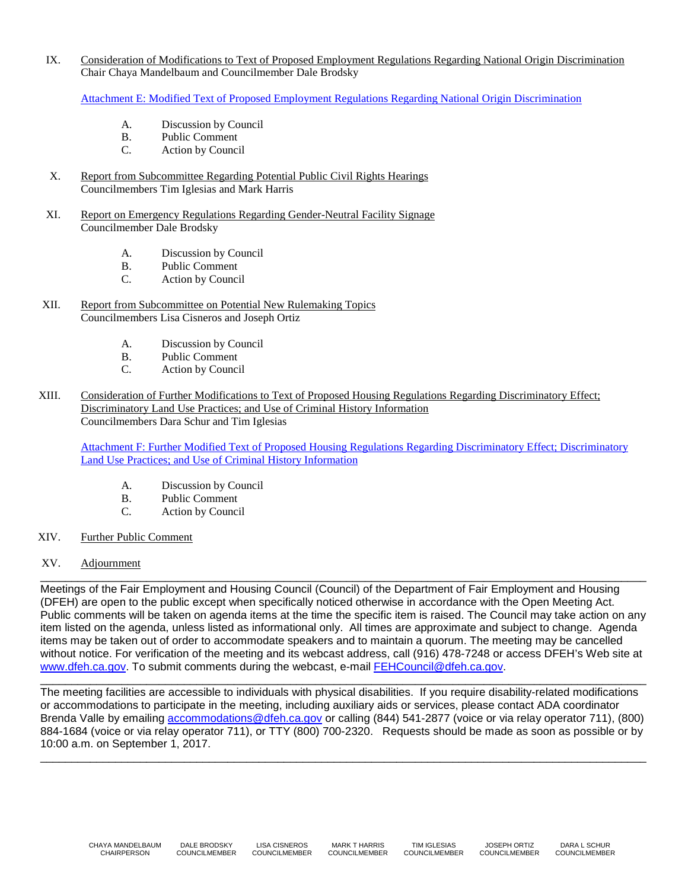IX. Consideration of Modifications to Text of Proposed Employment Regulations Regarding National Origin Discrimination
Chair Chaya Mandelbaum and Councilmember Dale Brodsky

Attachment E: Modified Text of Proposed Employment Regulations Regarding National Origin Discrimination

A. Discussion by Council
B. Public Comment
C. Action by Council

X. Report from Subcommittee Regarding Potential Public Civil Rights Hearings
Councilmembers Tim Iglesias and Mark Harris

XI. Report on Emergency Regulations Regarding Gender-Neutral Facility Signage
Councilmember Dale Brodsky

A. Discussion by Council
B. Public Comment
C. Action by Council

XII. Report from Subcommittee on Potential New Rulemaking Topics
Councilmembers Lisa Cisneros and Joseph Ortiz

A. Discussion by Council
B. Public Comment
C. Action by Council

XIII. Consideration of Further Modifications to Text of Proposed Housing Regulations Regarding Discriminatory Effect; Discriminatory Land Use Practices; and Use of Criminal History Information
Councilmembers Dara Schur and Tim Iglesias

Attachment F: Further Modified Text of Proposed Housing Regulations Regarding Discriminatory Effect; Discriminatory Land Use Practices; and Use of Criminal History Information

A. Discussion by Council
B. Public Comment
C. Action by Council

XIV. Further Public Comment

XV. Adjournment

---

Meetings of the Fair Employment and Housing Council (Council) of the Department of Fair Employment and Housing (DFEH) are open to the public except when specifically noticed otherwise in accordance with the Open Meeting Act. Public comments will be taken on agenda items at the time the specific item is raised. The Council may take action on any item listed on the agenda, unless listed as informational only. All times are approximate and subject to change. Agenda items may be taken out of order to accommodate speakers and to maintain a quorum. The meeting may be cancelled without notice. For verification of the meeting and its webcast address, call (916) 478-7248 or access DFEH's Web site at www.dfeh.ca.gov. To submit comments during the webcast, e-mail FEHCouncil@dfeh.ca.gov.

---

The meeting facilities are accessible to individuals with physical disabilities. If you require disability-related modifications or accommodations to participate in the meeting, including auxiliary aids or services, please contact ADA coordinator Brenda Valle by emailing accommodations@dfeh.ca.gov or calling (844) 541-2877 (voice or via relay operator 711), (800) 884-1684 (voice or via relay operator 711), or TTY (800) 700-2320. Requests should be made as soon as possible or by 10:00 a.m. on September 1, 2017.

---

CHAYA MANDELBAUM CHAIRPERSON | DALE BRODSKY COUNCILMEMBER | LISA CISNEROS COUNCILMEMBER | MARK T HARRIS COUNCILMEMBER | TIM IGLESIAS COUNCILMEMBER | JOSEPH ORTIZ COUNCILMEMBER | DARA L SCHUR COUNCILMEMBER